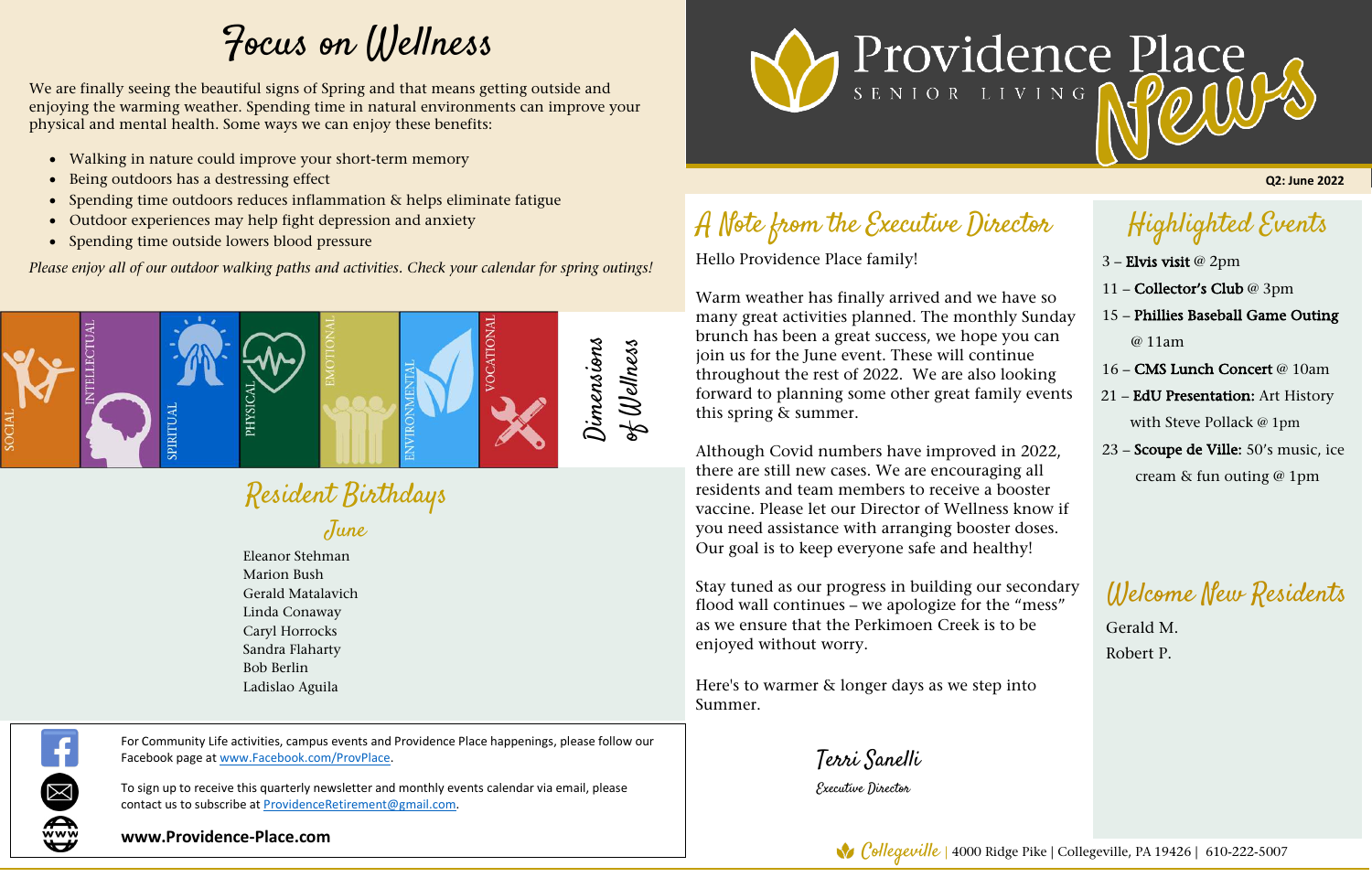# Focus on Wellness

We are finally seeing the beautiful signs of Spring and that means getting outside and enjoying the warming weather. Spending time in natural environments can improve your physical and mental health. Some ways we can enjoy these benefits:

- Walking in nature could improve your short-term memory
- Being outdoors has a destressing effect
- Spending time outdoors reduces inflammation & helps eliminate fatigue
- Outdoor experiences may help fight depression and anxiety
- Spending time outside lowers blood pressure

*Please enjoy all of our outdoor walking paths and activities. Check your calendar for spring outings!*

SOCIAL | INTELLECTUAL | SPIRITUAL | PHYSICAL | EMOTIONAL | ENVIRONMENTAL | VOCATIONAL

*Dimensions of Wellness*

## Resident Birthdays

### June

Eleanor Stehman
Marion Bush
Gerald Matalavich
Linda Conaway
Caryl Horrocks
Sandra Flaharty
Bob Berlin
Ladislao Aguila

For Community Life activities, campus events and Providence Place happenings, please follow our Facebook page at www.Facebook.com/ProvPlace.

To sign up to receive this quarterly newsletter and monthly events calendar via email, please contact us to subscribe at ProvidenceRetirement@gmail.com.

**www.Providence-Place.com**

# Providence Place Senior Living News

**Q2: June 2022**

## A Note from the Executive Director

Hello Providence Place family!

Warm weather has finally arrived and we have so many great activities planned. The monthly Sunday brunch has been a great success, we hope you can join us for the June event. These will continue throughout the rest of 2022. We are also looking forward to planning some other great family events this spring & summer.

Although Covid numbers have improved in 2022, there are still new cases. We are encouraging all residents and team members to receive a booster vaccine. Please let our Director of Wellness know if you need assistance with arranging booster doses. Our goal is to keep everyone safe and healthy!

Stay tuned as our progress in building our secondary flood wall continues – we apologize for the "mess" as we ensure that the Perkimoen Creek is to be enjoyed without worry.

Here's to warmer & longer days as we step into Summer.

*Terri Sanelli*
*Executive Director*

## Highlighted Events

3 – **Elvis visit** @ 2pm
11 – **Collector's Club** @ 3pm
15 – **Phillies Baseball Game Outing** @ 11am
16 – **CMS Lunch Concert** @ 10am
21 – **EdU Presentation:** Art History with Steve Pollack @ 1pm
23 – **Scoupe de Ville:** 50's music, ice cream & fun outing @ 1pm

## Welcome New Residents

Gerald M.
Robert P.

*Collegeville* | 4000 Ridge Pike | Collegeville, PA 19426 | 610-222-5007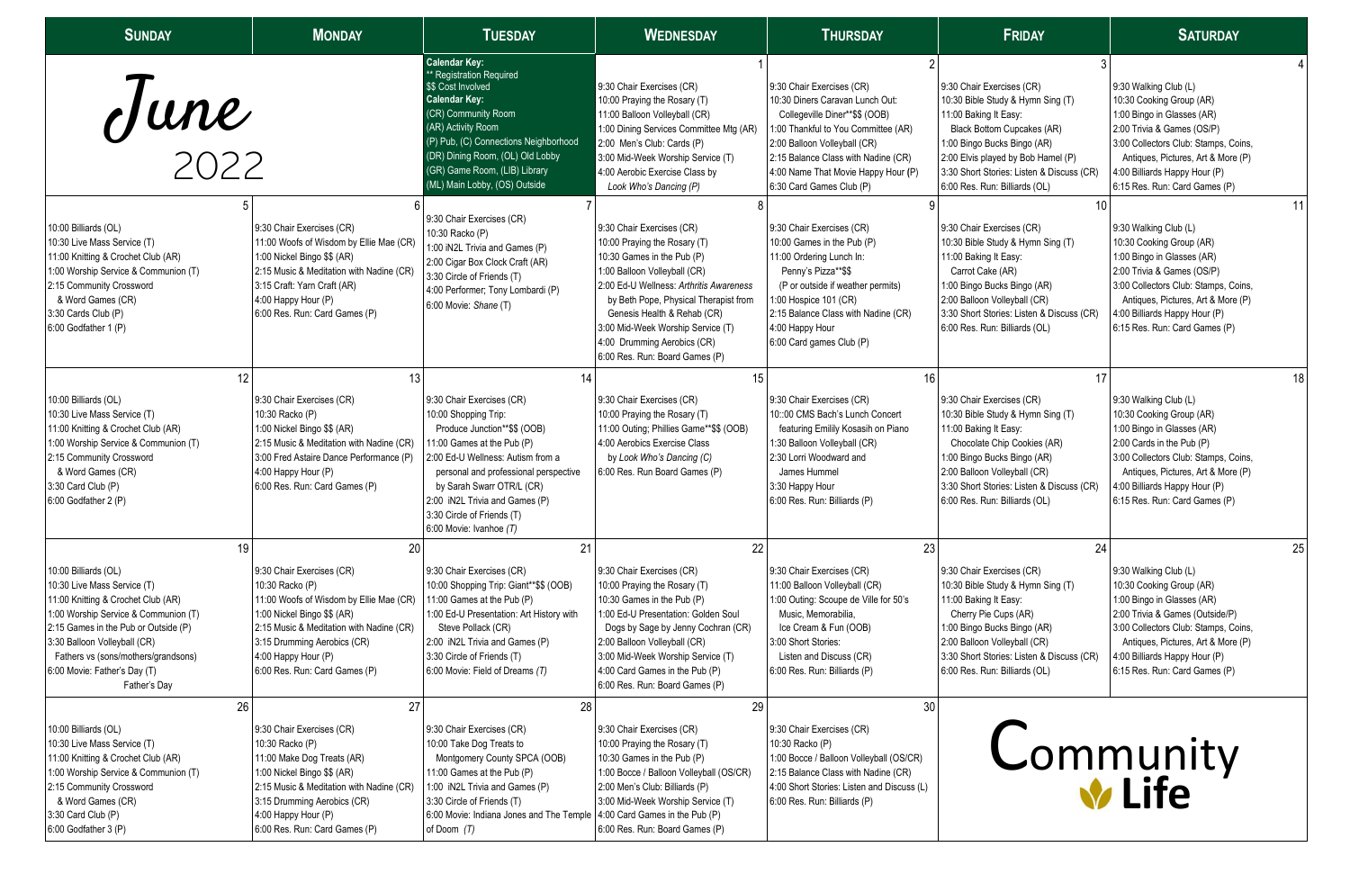# June 2022

| Sunday | Monday | Tuesday | Wednesday | Thursday | Friday | Saturday |
|---|---|---|---|---|---|---|
| | | **Calendar Key:** ** Registration Required; $$ Cost Involved; **Calendar Key:** (CR) Community Room; (AR) Activity Room; (P) Pub, (C) Connections Neighborhood; (DR) Dining Room, (OL) Old Lobby; (GR) Game Room, (LIB) Library; (ML) Main Lobby, (OS) Outside | **1**<br>9:30 Chair Exercises (CR)<br>10:00 Praying the Rosary (T)<br>11:00 Balloon Volleyball (CR)<br>1:00 Dining Services Committee Mtg (AR)<br>2:00 Men's Club: Cards (P)<br>3:00 Mid-Week Worship Service (T)<br>4:00 Aerobic Exercise Class by *Look Who's Dancing (P)* | **2**<br>9:30 Chair Exercises (CR)<br>10:30 Diners Caravan Lunch Out: Collegeville Diner**$$ (OOB)<br>1:00 Thankful to You Committee (AR)<br>2:00 Balloon Volleyball (CR)<br>2:15 Balance Class with Nadine (CR)<br>4:00 Name That Movie Happy Hour (P)<br>6:30 Card Games Club (P) | **3**<br>9:30 Chair Exercises (CR)<br>10:30 Bible Study & Hymn Sing (T)<br>11:00 Baking It Easy: Black Bottom Cupcakes (AR)<br>1:00 Bingo Bucks Bingo (AR)<br>2:00 Elvis played by Bob Hamel (P)<br>3:30 Short Stories: Listen & Discuss (CR)<br>6:00 Res. Run: Billiards (OL) | **4**<br>9:30 Walking Club (L)<br>10:30 Cooking Group (AR)<br>1:00 Bingo in Glasses (AR)<br>2:00 Trivia & Games (OS/P)<br>3:00 Collectors Club: Stamps, Coins, Antiques, Pictures, Art & More (P)<br>4:00 Billiards Happy Hour (P)<br>6:15 Res. Run: Card Games (P) |
| **5**<br>10:00 Billiards (OL)<br>10:30 Live Mass Service (T)<br>11:00 Knitting & Crochet Club (AR)<br>1:00 Worship Service & Communion (T)<br>2:15 Community Crossword & Word Games (CR)<br>3:30 Cards Club (P)<br>6:00 Godfather 1 (P) | **6**<br>9:30 Chair Exercises (CR)<br>11:00 Woofs of Wisdom by Ellie Mae (CR)<br>1:00 Nickel Bingo $$ (AR)<br>2:15 Music & Meditation with Nadine (CR)<br>3:15 Craft: Yarn Craft (AR)<br>4:00 Happy Hour (P)<br>6:00 Res. Run: Card Games (P) | **7**<br>9:30 Chair Exercises (CR)<br>10:30 Racko (P)<br>1:00 iN2L Trivia and Games (P)<br>2:00 Cigar Box Clock Craft (AR)<br>3:30 Circle of Friends (T)<br>4:00 Performer; Tony Lombardi (P)<br>6:00 Movie: *Shane* (T) | **8**<br>9:30 Chair Exercises (CR)<br>10:00 Praying the Rosary (T)<br>10:30 Games in the Pub (P)<br>1:00 Balloon Volleyball (CR)<br>2:00 Ed-U Wellness: *Arthritis Awareness* by Beth Pope, Physical Therapist from Genesis Health & Rehab (CR)<br>3:00 Mid-Week Worship Service (T)<br>4:00 Drumming Aerobics (CR)<br>6:00 Res. Run: Board Games (P) | **9**<br>9:30 Chair Exercises (CR)<br>10:00 Games in the Pub (P)<br>11:00 Ordering Lunch In: Penny's Pizza**$$ (P or outside if weather permits)<br>1:00 Hospice 101 (CR)<br>2:15 Balance Class with Nadine (CR)<br>4:00 Happy Hour<br>6:00 Card games Club (P) | **10**<br>9:30 Chair Exercises (CR)<br>10:30 Bible Study & Hymn Sing (T)<br>11:00 Baking It Easy: Carrot Cake (AR)<br>1:00 Bingo Bucks Bingo (AR)<br>2:00 Balloon Volleyball (CR)<br>3:30 Short Stories: Listen & Discuss (CR)<br>6:00 Res. Run: Billiards (OL) | **11**<br>9:30 Walking Club (L)<br>10:30 Cooking Group (AR)<br>1:00 Bingo in Glasses (AR)<br>2:00 Trivia & Games (OS/P)<br>3:00 Collectors Club: Stamps, Coins, Antiques, Pictures, Art & More (P)<br>4:00 Billiards Happy Hour (P)<br>6:15 Res. Run: Card Games (P) |
| **12**<br>10:00 Billiards (OL)<br>10:30 Live Mass Service (T)<br>11:00 Knitting & Crochet Club (AR)<br>1:00 Worship Service & Communion (T)<br>2:15 Community Crossword & Word Games (CR)<br>3:30 Card Club (P)<br>6:00 Godfather 2 (P) | **13**<br>9:30 Chair Exercises (CR)<br>10:30 Racko (P)<br>1:00 Nickel Bingo $$ (AR)<br>2:15 Music & Meditation with Nadine (CR)<br>3:00 Fred Astaire Dance Performance (P)<br>4:00 Happy Hour (P)<br>6:00 Res. Run: Card Games (P) | **14**<br>9:30 Chair Exercises (CR)<br>10:00 Shopping Trip: Produce Junction**$$ (OOB)<br>11:00 Games at the Pub (P)<br>2:00 Ed-U Wellness: Autism from a personal and professional perspective by Sarah Swarr OTR/L (CR)<br>2:00 iN2L Trivia and Games (P)<br>3:30 Circle of Friends (T)<br>6:00 Movie: Ivanhoe *(T)* | **15**<br>9:30 Chair Exercises (CR)<br>10:00 Praying the Rosary (T)<br>11:00 Outing; Phillies Game**$$ (OOB)<br>4:00 Aerobics Exercise Class by *Look Who's Dancing (C)*<br>6:00 Res. Run Board Games (P) | **16**<br>9:30 Chair Exercises (CR)<br>10::00 CMS Bach's Lunch Concert featuring Emilily Kosasih on Piano<br>1:30 Balloon Volleyball (CR)<br>2:30 Lorri Woodward and James Hummel<br>3:30 Happy Hour<br>6:00 Res. Run: Billiards (P) | **17**<br>9:30 Chair Exercises (CR)<br>10:30 Bible Study & Hymn Sing (T)<br>11:00 Baking It Easy: Chocolate Chip Cookies (AR)<br>1:00 Bingo Bucks Bingo (AR)<br>2:00 Balloon Volleyball (CR)<br>3:30 Short Stories: Listen & Discuss (CR)<br>6:00 Res. Run: Billiards (OL) | **18**<br>9:30 Walking Club (L)<br>10:30 Cooking Group (AR)<br>1:00 Bingo in Glasses (AR)<br>2:00 Cards in the Pub (P)<br>3:00 Collectors Club: Stamps, Coins, Antiques, Pictures, Art & More (P)<br>4:00 Billiards Happy Hour (P)<br>6:15 Res. Run: Card Games (P) |
| **19**<br>10:00 Billiards (OL)<br>10:30 Live Mass Service (T)<br>11:00 Knitting & Crochet Club (AR)<br>1:00 Worship Service & Communion (T)<br>2:15 Games in the Pub or Outside (P)<br>3:30 Balloon Volleyball (CR) Fathers vs (sons/mothers/grandsons)<br>6:00 Movie: Father's Day (T)<br>Father's Day | **20**<br>9:30 Chair Exercises (CR)<br>10:30 Racko (P)<br>11:00 Woofs of Wisdom by Ellie Mae (CR)<br>1:00 Nickel Bingo $$ (AR)<br>2:15 Music & Meditation with Nadine (CR)<br>3:15 Drumming Aerobics (CR)<br>4:00 Happy Hour (P)<br>6:00 Res. Run: Card Games (P) | **21**<br>9:30 Chair Exercises (CR)<br>10:00 Shopping Trip: Giant**$$ (OOB)<br>11:00 Games at the Pub (P)<br>1:00 Ed-U Presentation: Art History with Steve Pollack (CR)<br>2:00 iN2L Trivia and Games (P)<br>3:30 Circle of Friends (T)<br>6:00 Movie: Field of Dreams *(T)* | **22**<br>9:30 Chair Exercises (CR)<br>10:00 Praying the Rosary (T)<br>10:30 Games in the Pub (P)<br>1:00 Ed-U Presentation: Golden Soul Dogs by Sage by Jenny Cochran (CR)<br>2:00 Balloon Volleyball (CR)<br>3:00 Mid-Week Worship Service (T)<br>4:00 Card Games in the Pub (P)<br>6:00 Res. Run: Board Games (P) | **23**<br>9:30 Chair Exercises (CR)<br>11:00 Balloon Volleyball (CR)<br>1:00 Outing: Scoupe de Ville for 50's Music, Memorabilia, Ice Cream & Fun (OOB)<br>3:00 Short Stories: Listen and Discuss (CR)<br>6:00 Res. Run: Billiards (P) | **24**<br>9:30 Chair Exercises (CR)<br>10:30 Bible Study & Hymn Sing (T)<br>11:00 Baking It Easy: Cherry Pie Cups (AR)<br>1:00 Bingo Bucks Bingo (AR)<br>2:00 Balloon Volleyball (CR)<br>3:30 Short Stories: Listen & Discuss (CR)<br>6:00 Res. Run: Billiards (OL) | **25**<br>9:30 Walking Club (L)<br>10:30 Cooking Group (AR)<br>1:00 Bingo in Glasses (AR)<br>2:00 Trivia & Games (Outside/P)<br>3:00 Collectors Club: Stamps, Coins, Antiques, Pictures, Art & More (P)<br>4:00 Billiards Happy Hour (P)<br>6:15 Res. Run: Card Games (P) |
| **26**<br>10:00 Billiards (OL)<br>10:30 Live Mass Service (T)<br>11:00 Knitting & Crochet Club (AR)<br>1:00 Worship Service & Communion (T)<br>2:15 Community Crossword & Word Games (CR)<br>3:30 Card Club (P)<br>6:00 Godfather 3 (P) | **27**<br>9:30 Chair Exercises (CR)<br>10:30 Racko (P)<br>11:00 Make Dog Treats (AR)<br>1:00 Nickel Bingo $$ (AR)<br>2:15 Music & Meditation with Nadine (CR)<br>3:15 Drumming Aerobics (CR)<br>4:00 Happy Hour (P)<br>6:00 Res. Run: Card Games (P) | **28**<br>9:30 Chair Exercises (CR)<br>10:00 Take Dog Treats to Montgomery County SPCA (OOB)<br>11:00 Games at the Pub (P)<br>1:00 iN2L Trivia and Games (P)<br>3:30 Circle of Friends (T)<br>6:00 Movie: Indiana Jones and The Temple of Doom *(T)* | **29**<br>9:30 Chair Exercises (CR)<br>10:00 Praying the Rosary (T)<br>10:30 Games in the Pub (P)<br>1:00 Bocce / Balloon Volleyball (OS/CR)<br>2:00 Men's Club: Billiards (P)<br>3:00 Mid-Week Worship Service (T)<br>4:00 Card Games in the Pub (P)<br>6:00 Res. Run: Board Games (P) | **30**<br>9:30 Chair Exercises (CR)<br>10:30 Racko (P)<br>1:00 Bocce / Balloon Volleyball (OS/CR)<br>2:15 Balance Class with Nadine (CR)<br>4:00 Short Stories: Listen and Discuss (L)<br>6:00 Res. Run: Billiards (P) | Community Life | |